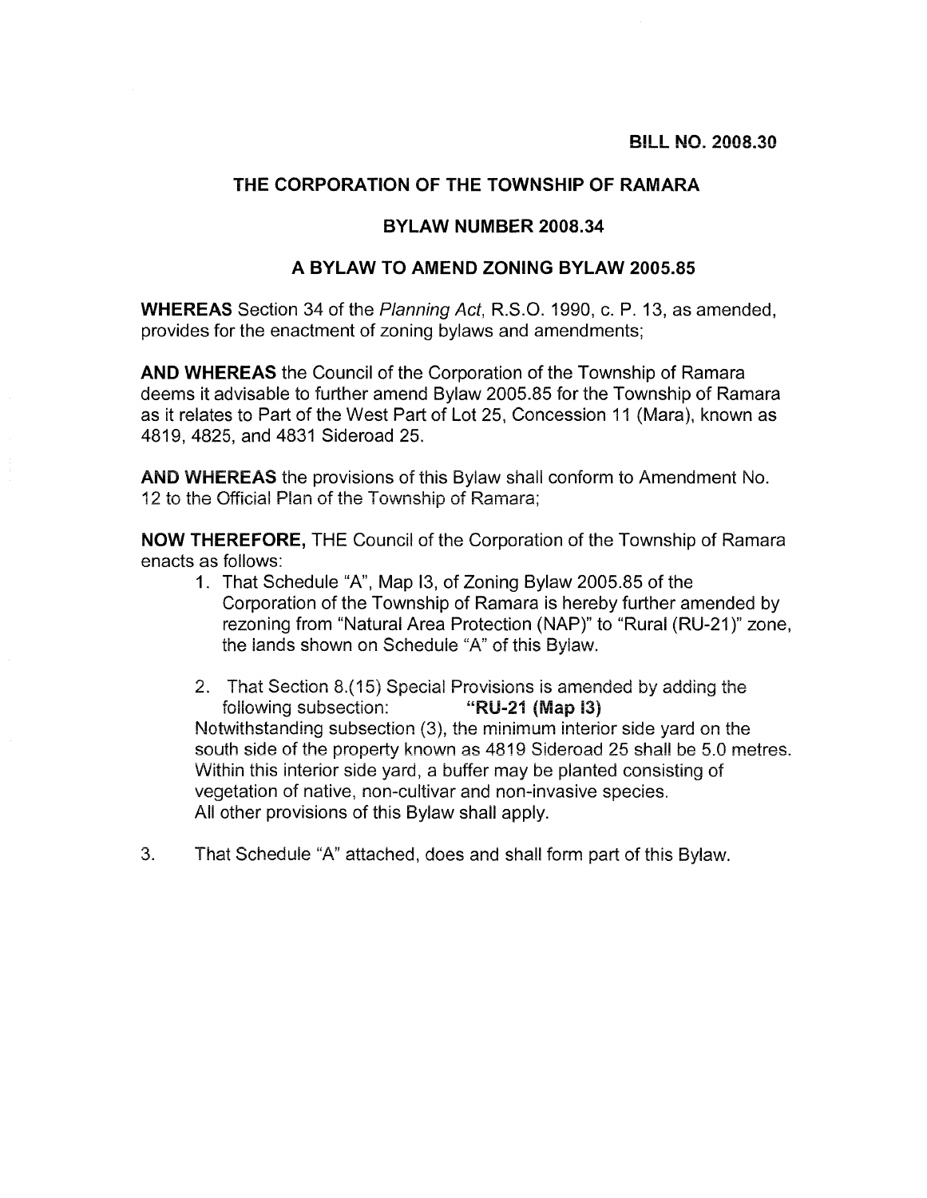**BILL NO. 2008.30**

# THE CORPORATION OF THE TOWNSHIP OF RAMARA

## BYLAW NUMBER 2008.34

## A BYLAW TO AMEND ZONING BYLAW 2005.85

**WHEREAS** Section 34 of the *Planning Act*, R.S.O. 1990, c. P. 13, as amended, provides for the enactment of zoning bylaws and amendments;

**AND WHEREAS** the Council of the Corporation of the Township of Ramara deems it advisable to further amend Bylaw 2005.85 for the Township of Ramara as it relates to Part of the West Part of Lot 25, Concession 11 (Mara), known as 4819, 4825, and 4831 Sideroad 25.

**AND WHEREAS** the provisions of this Bylaw shall conform to Amendment No. 12 to the Official Plan of the Township of Ramara;

**NOW THEREFORE,** THE Council of the Corporation of the Township of Ramara enacts as follows:

1. That Schedule "A", Map I3, of Zoning Bylaw 2005.85 of the Corporation of the Township of Ramara is hereby further amended by rezoning from "Natural Area Protection (NAP)" to "Rural (RU-21)" zone, the lands shown on Schedule "A" of this Bylaw.

2. That Section 8.(15) Special Provisions is amended by adding the following subsection: **"RU-21 (Map I3)**
Notwithstanding subsection (3), the minimum interior side yard on the south side of the property known as 4819 Sideroad 25 shall be 5.0 metres. Within this interior side yard, a buffer may be planted consisting of vegetation of native, non-cultivar and non-invasive species.
All other provisions of this Bylaw shall apply.

3. That Schedule "A" attached, does and shall form part of this Bylaw.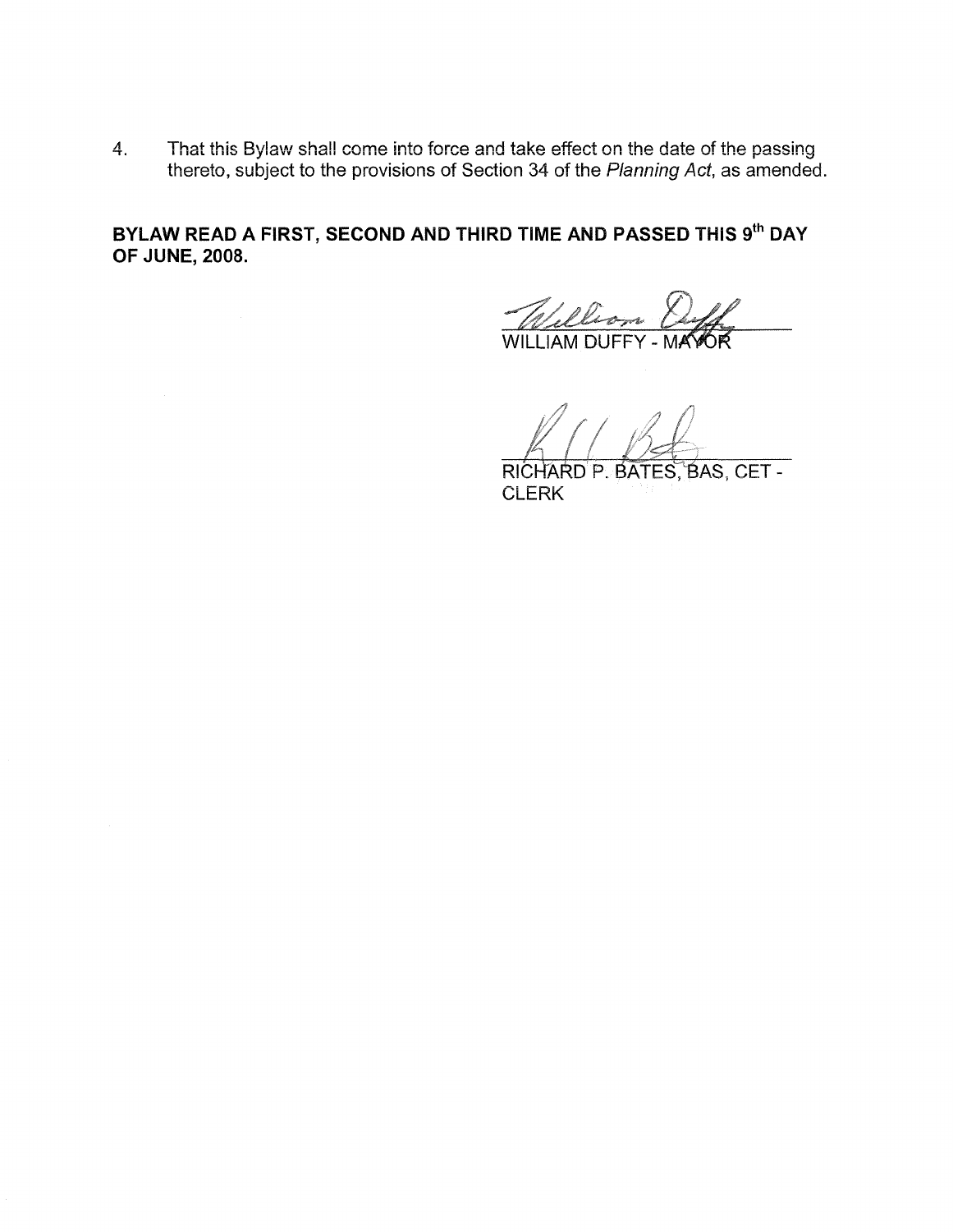4. That this Bylaw shall come into force and take effect on the date of the passing thereto, subject to the provisions of Section 34 of the *Planning Act*, as amended.

**BYLAW READ A FIRST, SECOND AND THIRD TIME AND PASSED THIS 9th DAY OF JUNE, 2008.**

WILLIAM DUFFY - MAYOR

RICHARD P. BATES, BAS, CET - CLERK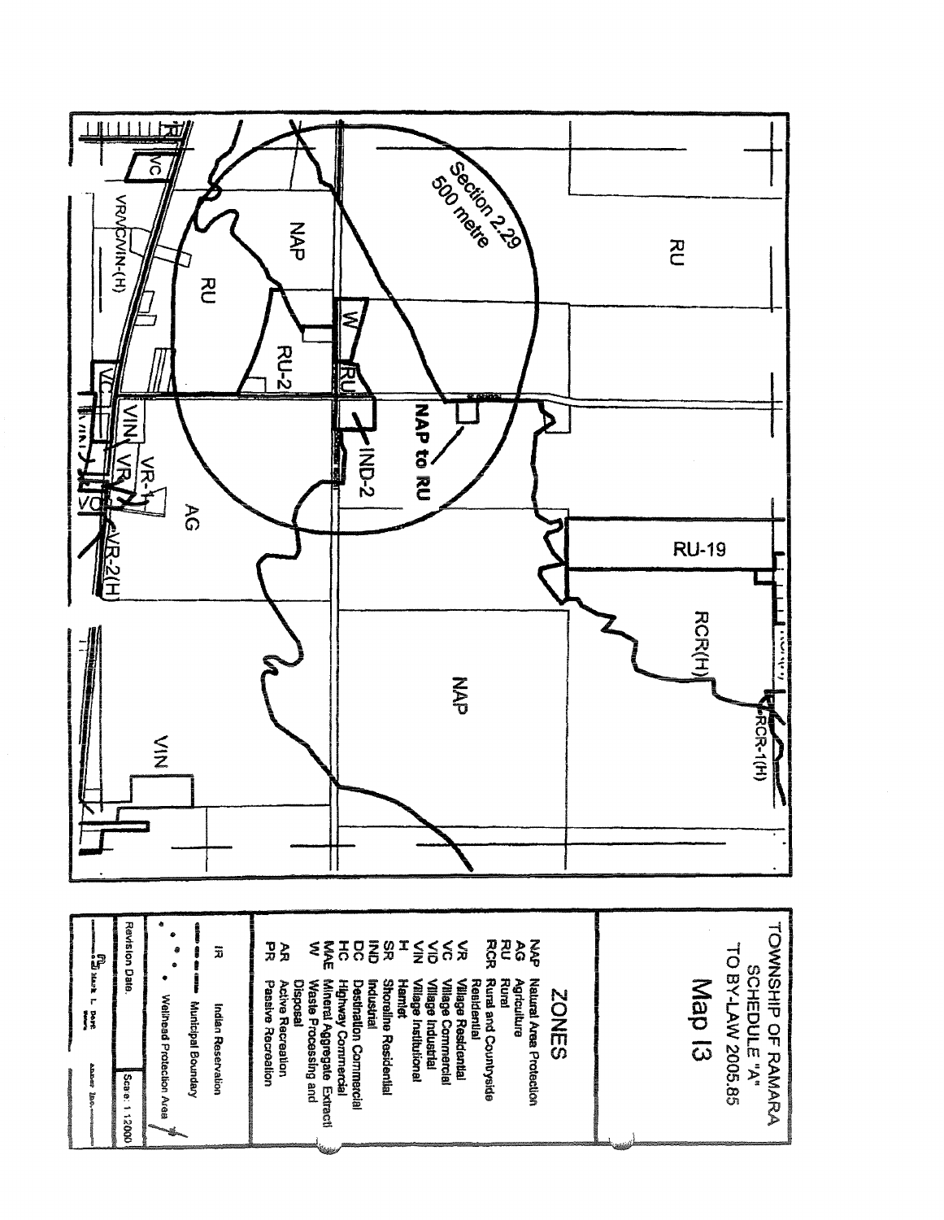# TOWNSHIP OF RAMARA
SCHEDULE "A"
TO BY-LAW 2005.85

## Map I3

### ZONES

- NAP Natural Area Protection
- AG Agriculture
- RU Rural
- RCR Rural and Countryside Residential
- VR Village Residential
- VC Village Commercial
- VID Village Industrial
- VIN Village Institutional
- H Hamlet
- SR Shoreline Residential
- IND Industrial
- DC Destination Commercial
- HC Highway Commercial
- MAE Mineral Aggregate Extraction
- W Waste Processing and Disposal
- AR Active Recreation
- PR Passive Recreation

- IR Indian Reservation
- Municipal Boundary
- Wellhead Protection Area

Revision Date. | Scale: 1:12000

Section 2.29 500 metre

NAP to RU

RU, NAP, RU-2, W, RU, IND-2, VC, VR/VC/VIN-(H), VIN, VR-1, VR, VC, VR-2(H), AG, RU-19, RCR(H), RCR-1(H), NAP, VIN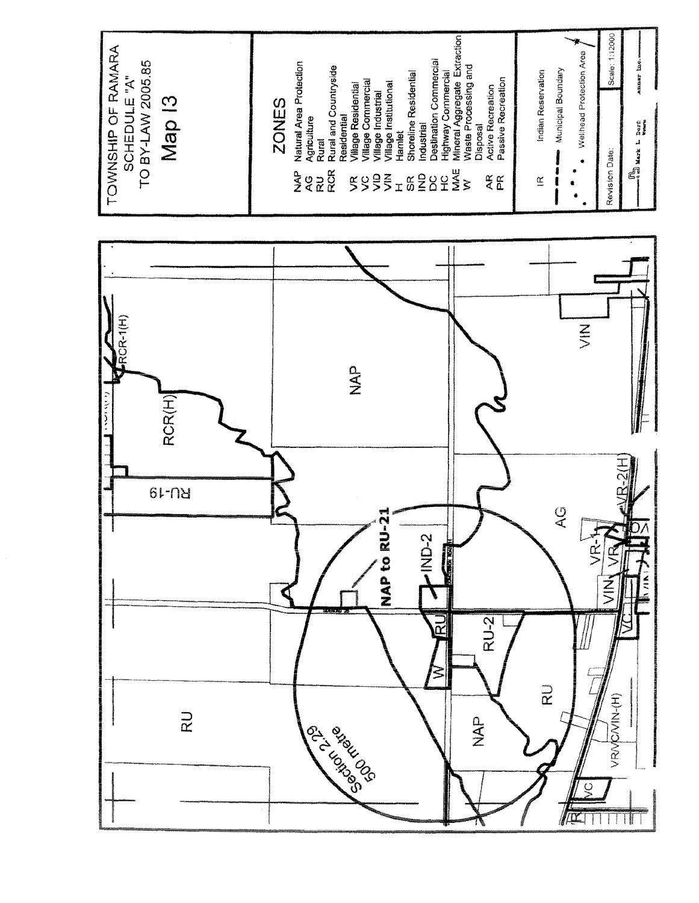# TOWNSHIP OF RAMARA
## SCHEDULE "A"
## TO BY-LAW 2005.85
## Map I3

### ZONES

NAP Natural Area Protection
AG Agriculture
RU Rural
RCR Rural and Countryside Residential
VR Village Residential
VC Village Commercial
VID Village Industrial
VIN Village Institutional
H Hamlet
SR Shoreline Residential
IND Industrial
DC Destination Commercial
HC Highway Commercial
MAE Mineral Aggregate Extraction
W Waste Processing and Disposal
AR Active Recreation
PR Passive Recreation

IR Indian Reservation
Municipal Boundary
Wellhead Protection Area

Revision Date:
Scale: 1:12000

RU
RU-19
RCR(H)
RCR-1(H)
NAP
NAP to RU-21
IND-2
RU
W
RU-2
NAP
RU
AG
500 metre
Section 2.29
VR-1
VR
VR-2(H)
VIN
VC
VR/VC/VIN-(H)
VC
VIN